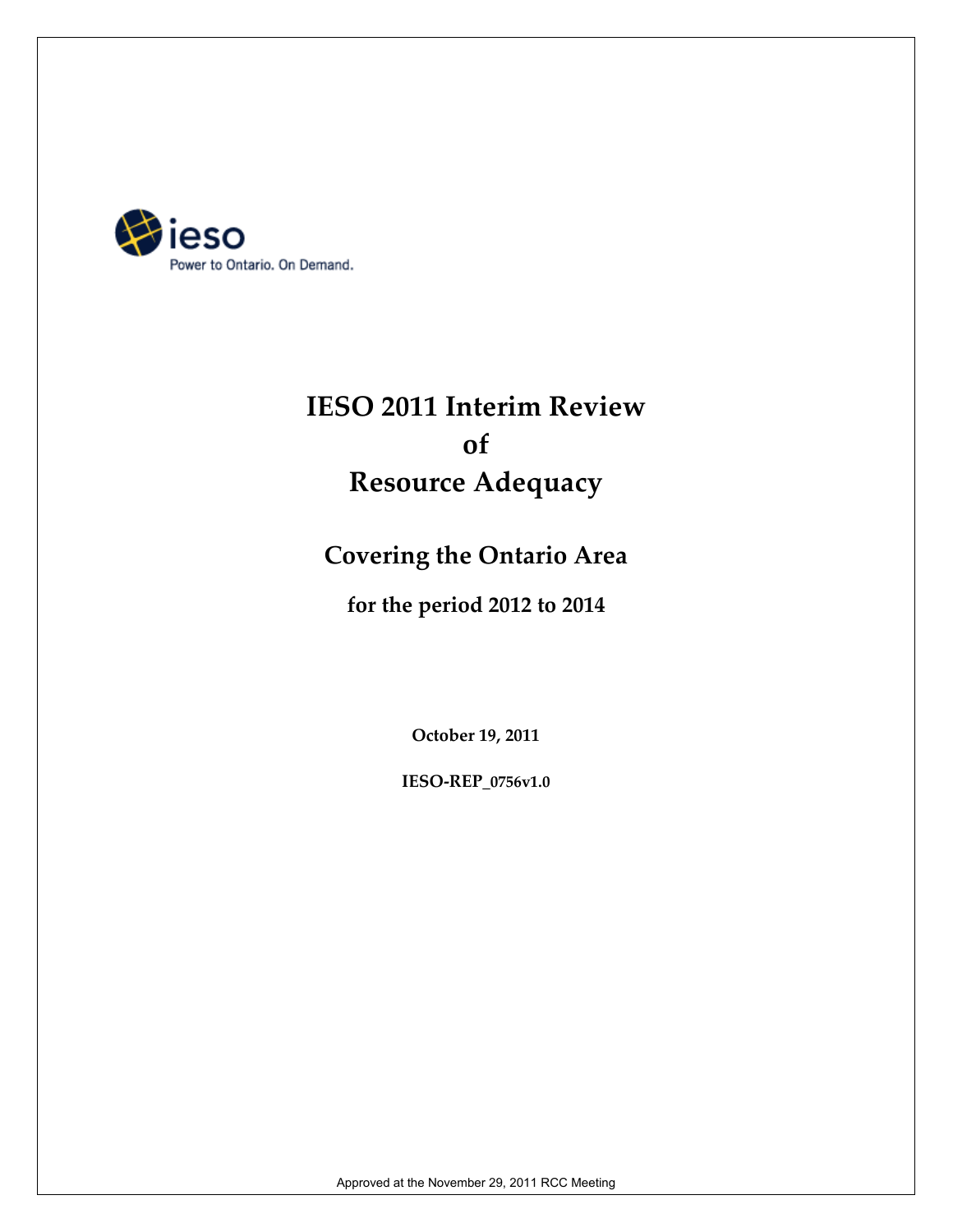ieso

Power to Ontario. On Demand.

# IESO 2011 Interim Review of Resource Adequacy

## Covering the Ontario Area

### for the period 2012 to 2014

**October 19, 2011**

**IESO-REP_0756v1.0**

Approved at the November 29, 2011 RCC Meeting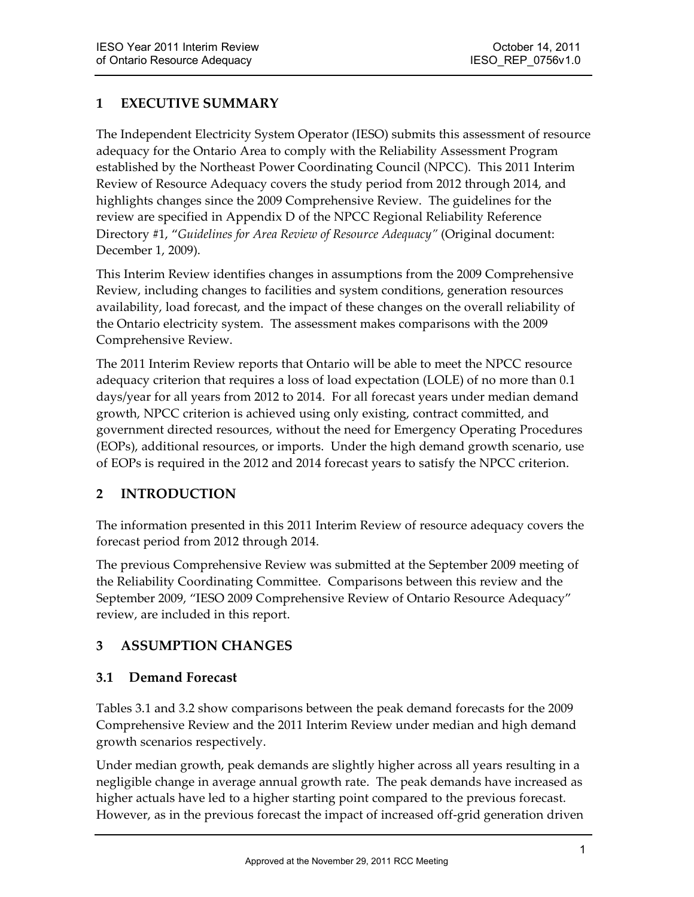## 1 EXECUTIVE SUMMARY

The Independent Electricity System Operator (IESO) submits this assessment of resource adequacy for the Ontario Area to comply with the Reliability Assessment Program established by the Northeast Power Coordinating Council (NPCC). This 2011 Interim Review of Resource Adequacy covers the study period from 2012 through 2014, and highlights changes since the 2009 Comprehensive Review. The guidelines for the review are specified in Appendix D of the NPCC Regional Reliability Reference Directory #1, "*Guidelines for Area Review of Resource Adequacy"* (Original document: December 1, 2009).

This Interim Review identifies changes in assumptions from the 2009 Comprehensive Review, including changes to facilities and system conditions, generation resources availability, load forecast, and the impact of these changes on the overall reliability of the Ontario electricity system. The assessment makes comparisons with the 2009 Comprehensive Review.

The 2011 Interim Review reports that Ontario will be able to meet the NPCC resource adequacy criterion that requires a loss of load expectation (LOLE) of no more than 0.1 days/year for all years from 2012 to 2014. For all forecast years under median demand growth, NPCC criterion is achieved using only existing, contract committed, and government directed resources, without the need for Emergency Operating Procedures (EOPs), additional resources, or imports. Under the high demand growth scenario, use of EOPs is required in the 2012 and 2014 forecast years to satisfy the NPCC criterion.

## 2 INTRODUCTION

The information presented in this 2011 Interim Review of resource adequacy covers the forecast period from 2012 through 2014.

The previous Comprehensive Review was submitted at the September 2009 meeting of the Reliability Coordinating Committee. Comparisons between this review and the September 2009, "IESO 2009 Comprehensive Review of Ontario Resource Adequacy" review, are included in this report.

## 3 ASSUMPTION CHANGES

### 3.1 Demand Forecast

Tables 3.1 and 3.2 show comparisons between the peak demand forecasts for the 2009 Comprehensive Review and the 2011 Interim Review under median and high demand growth scenarios respectively.

Under median growth, peak demands are slightly higher across all years resulting in a negligible change in average annual growth rate. The peak demands have increased as higher actuals have led to a higher starting point compared to the previous forecast. However, as in the previous forecast the impact of increased off-grid generation driven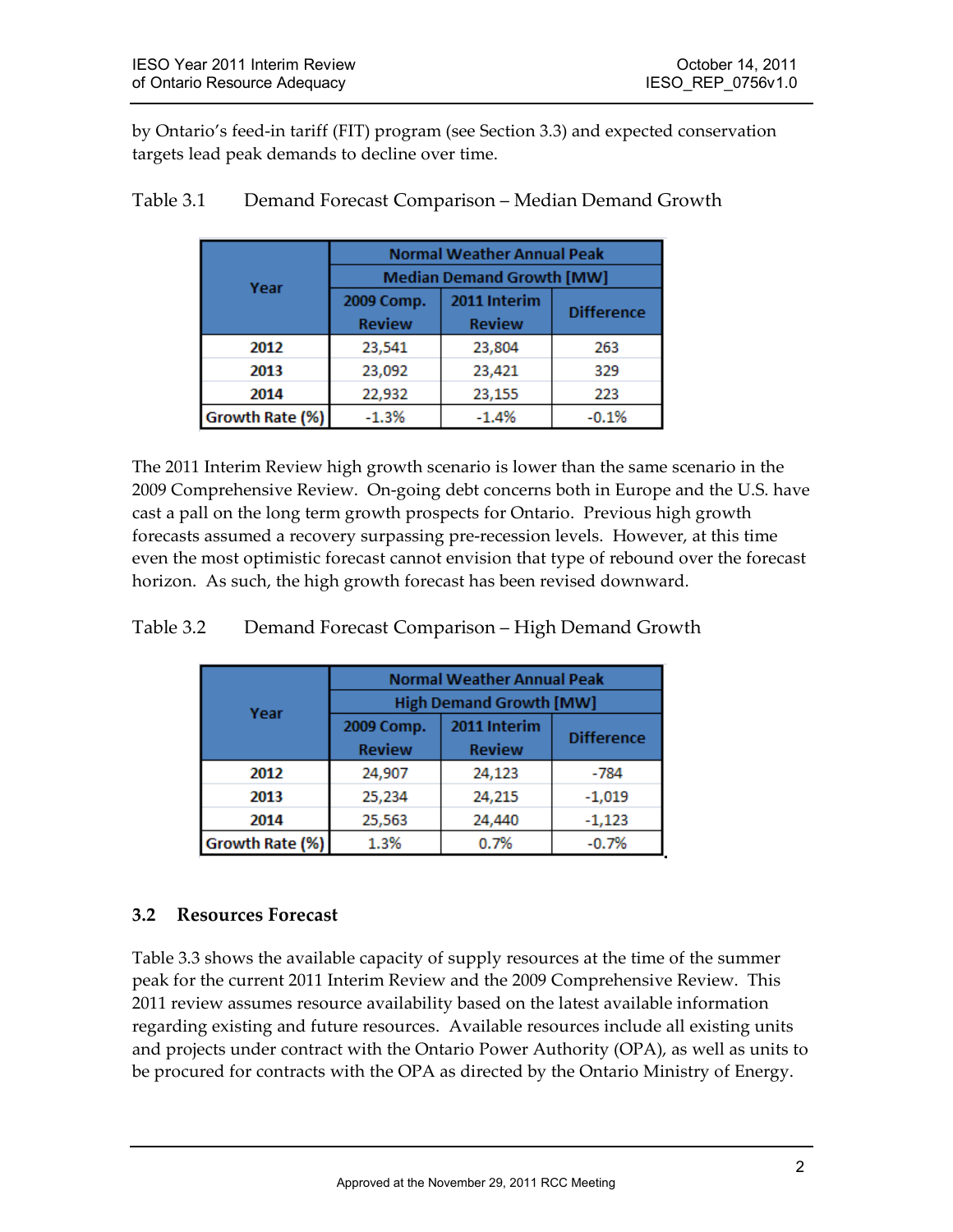by Ontario's feed-in tariff (FIT) program (see Section 3.3) and expected conservation targets lead peak demands to decline over time.

Table 3.1 Demand Forecast Comparison – Median Demand Growth

| Year | Normal Weather Annual Peak Median Demand Growth [MW] | | |
|---|---|---|---|
| | 2009 Comp. Review | 2011 Interim Review | Difference |
| **2012** | 23,541 | 23,804 | 263 |
| **2013** | 23,092 | 23,421 | 329 |
| **2014** | 22,932 | 23,155 | 223 |
| **Growth Rate (%)** | -1.3% | -1.4% | -0.1% |

The 2011 Interim Review high growth scenario is lower than the same scenario in the 2009 Comprehensive Review. On-going debt concerns both in Europe and the U.S. have cast a pall on the long term growth prospects for Ontario. Previous high growth forecasts assumed a recovery surpassing pre-recession levels. However, at this time even the most optimistic forecast cannot envision that type of rebound over the forecast horizon. As such, the high growth forecast has been revised downward.

Table 3.2 Demand Forecast Comparison – High Demand Growth

| Year | Normal Weather Annual Peak High Demand Growth [MW] | | |
|---|---|---|---|
| | 2009 Comp. Review | 2011 Interim Review | Difference |
| **2012** | 24,907 | 24,123 | -784 |
| **2013** | 25,234 | 24,215 | -1,019 |
| **2014** | 25,563 | 24,440 | -1,123 |
| **Growth Rate (%)** | 1.3% | 0.7% | -0.7% |

## 3.2 Resources Forecast

Table 3.3 shows the available capacity of supply resources at the time of the summer peak for the current 2011 Interim Review and the 2009 Comprehensive Review. This 2011 review assumes resource availability based on the latest available information regarding existing and future resources. Available resources include all existing units and projects under contract with the Ontario Power Authority (OPA), as well as units to be procured for contracts with the OPA as directed by the Ontario Ministry of Energy.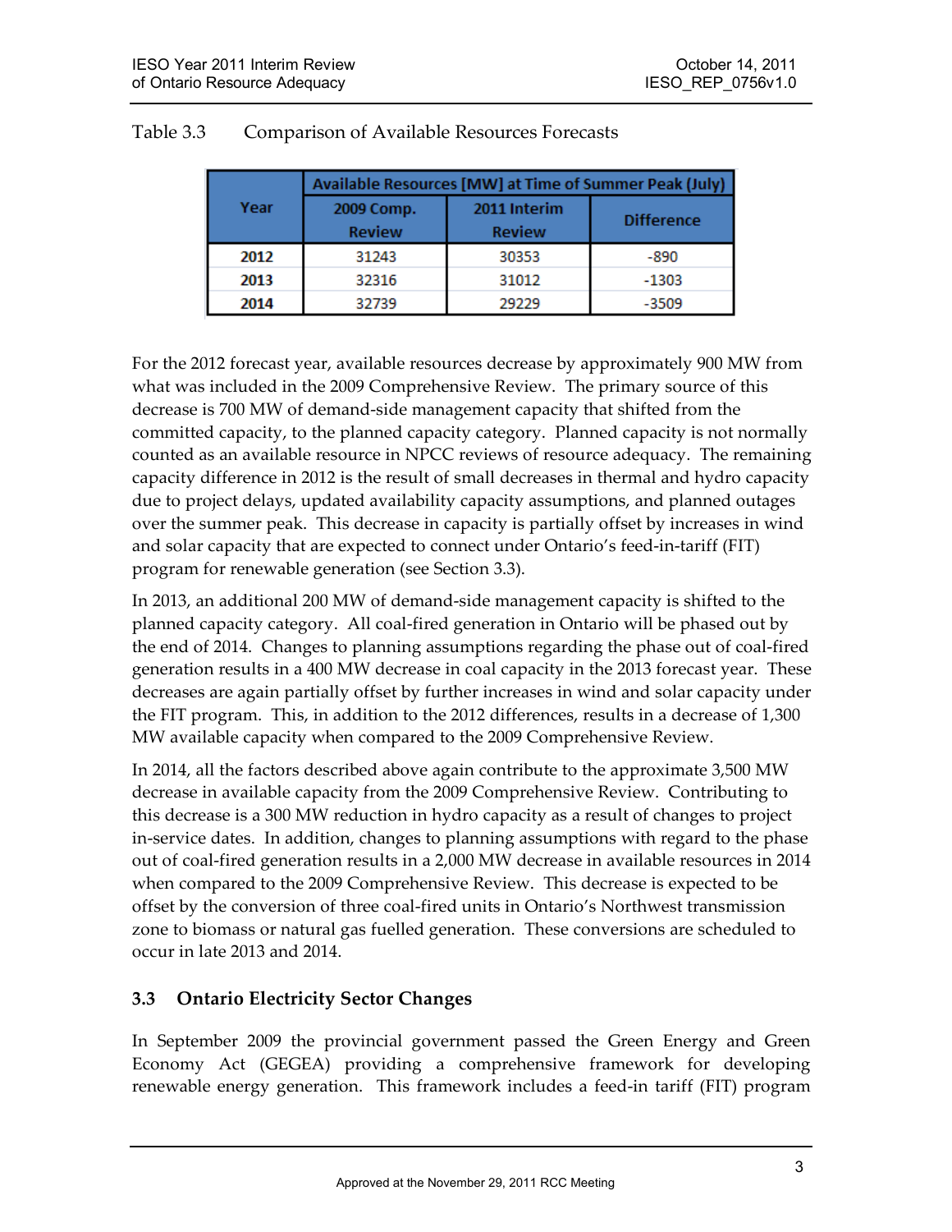Table 3.3 Comparison of Available Resources Forecasts

| Year | Available Resources [MW] at Time of Summer Peak (July) | | |
|---|---|---|---|
| | 2009 Comp. Review | 2011 Interim Review | Difference |
| 2012 | 31243 | 30353 | -890 |
| 2013 | 32316 | 31012 | -1303 |
| 2014 | 32739 | 29229 | -3509 |

For the 2012 forecast year, available resources decrease by approximately 900 MW from what was included in the 2009 Comprehensive Review. The primary source of this decrease is 700 MW of demand-side management capacity that shifted from the committed capacity, to the planned capacity category. Planned capacity is not normally counted as an available resource in NPCC reviews of resource adequacy. The remaining capacity difference in 2012 is the result of small decreases in thermal and hydro capacity due to project delays, updated availability capacity assumptions, and planned outages over the summer peak. This decrease in capacity is partially offset by increases in wind and solar capacity that are expected to connect under Ontario's feed-in-tariff (FIT) program for renewable generation (see Section 3.3).

In 2013, an additional 200 MW of demand-side management capacity is shifted to the planned capacity category. All coal-fired generation in Ontario will be phased out by the end of 2014. Changes to planning assumptions regarding the phase out of coal-fired generation results in a 400 MW decrease in coal capacity in the 2013 forecast year. These decreases are again partially offset by further increases in wind and solar capacity under the FIT program. This, in addition to the 2012 differences, results in a decrease of 1,300 MW available capacity when compared to the 2009 Comprehensive Review.

In 2014, all the factors described above again contribute to the approximate 3,500 MW decrease in available capacity from the 2009 Comprehensive Review. Contributing to this decrease is a 300 MW reduction in hydro capacity as a result of changes to project in-service dates. In addition, changes to planning assumptions with regard to the phase out of coal-fired generation results in a 2,000 MW decrease in available resources in 2014 when compared to the 2009 Comprehensive Review. This decrease is expected to be offset by the conversion of three coal-fired units in Ontario's Northwest transmission zone to biomass or natural gas fuelled generation. These conversions are scheduled to occur in late 2013 and 2014.

## 3.3 Ontario Electricity Sector Changes

In September 2009 the provincial government passed the Green Energy and Green Economy Act (GEGEA) providing a comprehensive framework for developing renewable energy generation. This framework includes a feed-in tariff (FIT) program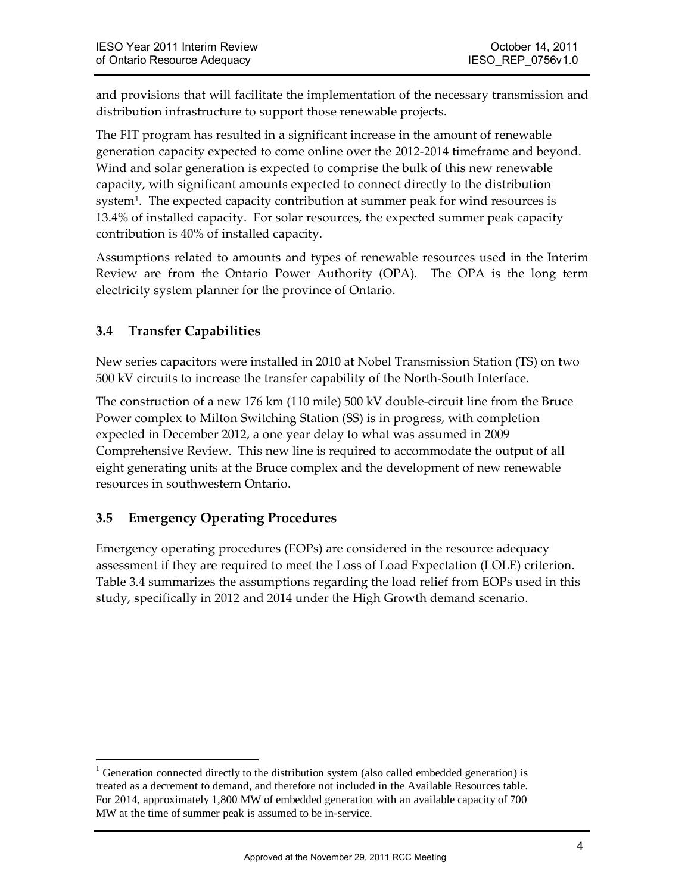and provisions that will facilitate the implementation of the necessary transmission and distribution infrastructure to support those renewable projects.

The FIT program has resulted in a significant increase in the amount of renewable generation capacity expected to come online over the 2012-2014 timeframe and beyond. Wind and solar generation is expected to comprise the bulk of this new renewable capacity, with significant amounts expected to connect directly to the distribution system[1]. The expected capacity contribution at summer peak for wind resources is 13.4% of installed capacity. For solar resources, the expected summer peak capacity contribution is 40% of installed capacity.

Assumptions related to amounts and types of renewable resources used in the Interim Review are from the Ontario Power Authority (OPA). The OPA is the long term electricity system planner for the province of Ontario.

## 3.4 Transfer Capabilities

New series capacitors were installed in 2010 at Nobel Transmission Station (TS) on two 500 kV circuits to increase the transfer capability of the North-South Interface.

The construction of a new 176 km (110 mile) 500 kV double-circuit line from the Bruce Power complex to Milton Switching Station (SS) is in progress, with completion expected in December 2012, a one year delay to what was assumed in 2009 Comprehensive Review. This new line is required to accommodate the output of all eight generating units at the Bruce complex and the development of new renewable resources in southwestern Ontario.

## 3.5 Emergency Operating Procedures

Emergency operating procedures (EOPs) are considered in the resource adequacy assessment if they are required to meet the Loss of Load Expectation (LOLE) criterion. Table 3.4 summarizes the assumptions regarding the load relief from EOPs used in this study, specifically in 2012 and 2014 under the High Growth demand scenario.

---

[1] Generation connected directly to the distribution system (also called embedded generation) is treated as a decrement to demand, and therefore not included in the Available Resources table. For 2014, approximately 1,800 MW of embedded generation with an available capacity of 700 MW at the time of summer peak is assumed to be in-service.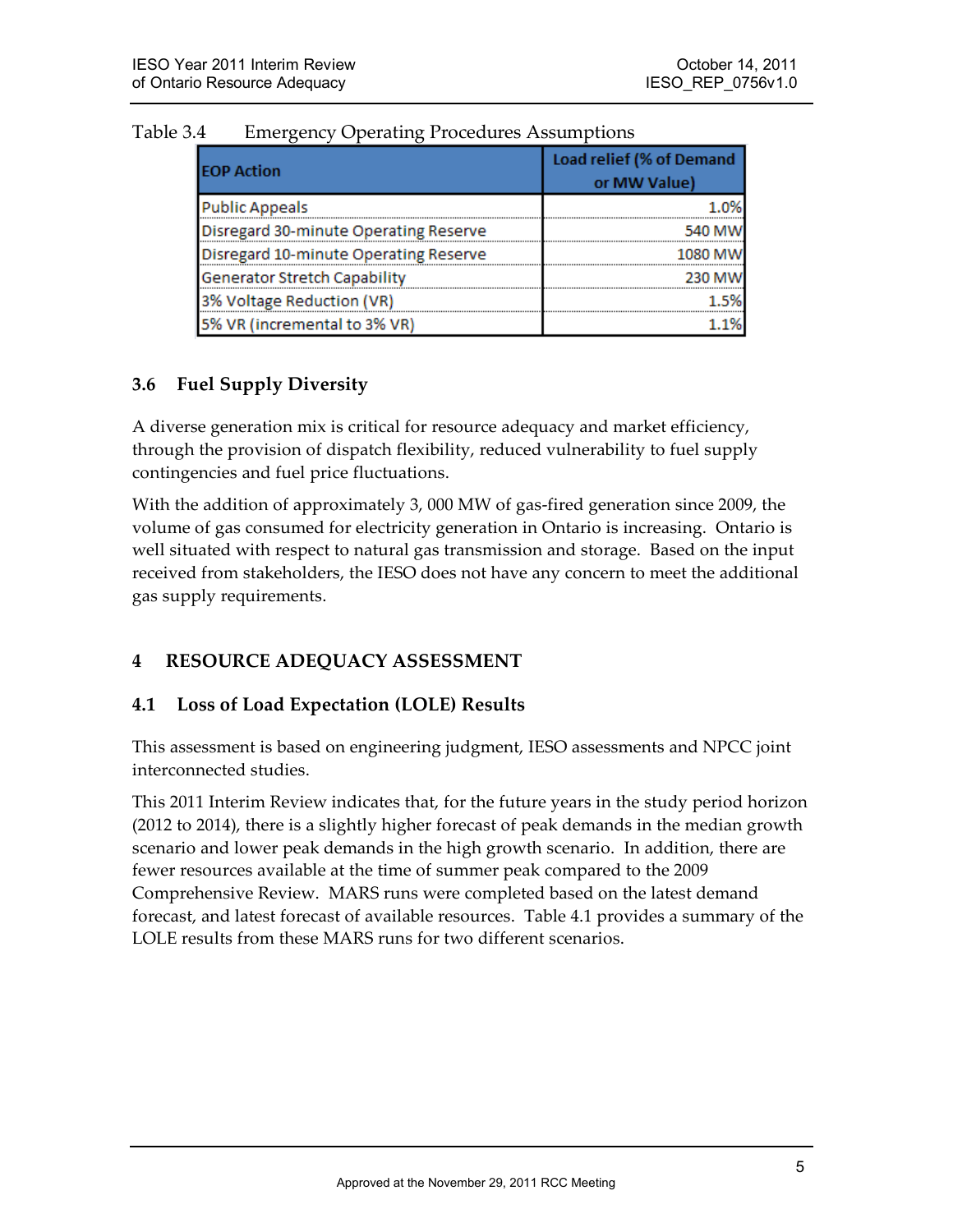Table 3.4 Emergency Operating Procedures Assumptions

| EOP Action | Load relief (% of Demand or MW Value) |
|---|---|
| Public Appeals | 1.0% |
| Disregard 30-minute Operating Reserve | 540 MW |
| Disregard 10-minute Operating Reserve | 1080 MW |
| Generator Stretch Capability | 230 MW |
| 3% Voltage Reduction (VR) | 1.5% |
| 5% VR (incremental to 3% VR) | 1.1% |

## 3.6 Fuel Supply Diversity

A diverse generation mix is critical for resource adequacy and market efficiency, through the provision of dispatch flexibility, reduced vulnerability to fuel supply contingencies and fuel price fluctuations.

With the addition of approximately 3, 000 MW of gas-fired generation since 2009, the volume of gas consumed for electricity generation in Ontario is increasing. Ontario is well situated with respect to natural gas transmission and storage. Based on the input received from stakeholders, the IESO does not have any concern to meet the additional gas supply requirements.

# 4 RESOURCE ADEQUACY ASSESSMENT

## 4.1 Loss of Load Expectation (LOLE) Results

This assessment is based on engineering judgment, IESO assessments and NPCC joint interconnected studies.

This 2011 Interim Review indicates that, for the future years in the study period horizon (2012 to 2014), there is a slightly higher forecast of peak demands in the median growth scenario and lower peak demands in the high growth scenario. In addition, there are fewer resources available at the time of summer peak compared to the 2009 Comprehensive Review. MARS runs were completed based on the latest demand forecast, and latest forecast of available resources. Table 4.1 provides a summary of the LOLE results from these MARS runs for two different scenarios.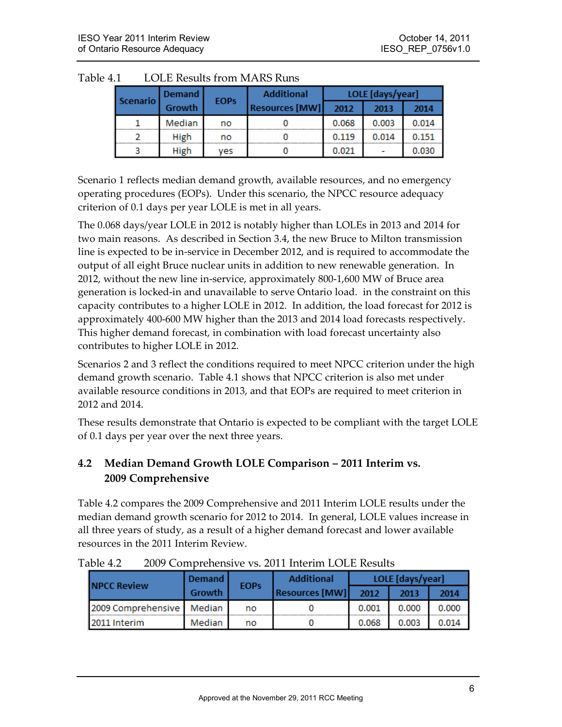Table 4.1 LOLE Results from MARS Runs

| Scenario | Demand Growth | EOPs | Additional Resources [MW] | LOLE [days/year] | | |
|---|---|---|---|---|---|---|
| | | | | 2012 | 2013 | 2014 |
| 1 | Median | no | 0 | 0.068 | 0.003 | 0.014 |
| 2 | High | no | 0 | 0.119 | 0.014 | 0.151 |
| 3 | High | yes | 0 | 0.021 | - | 0.030 |

Scenario 1 reflects median demand growth, available resources, and no emergency operating procedures (EOPs). Under this scenario, the NPCC resource adequacy criterion of 0.1 days per year LOLE is met in all years.

The 0.068 days/year LOLE in 2012 is notably higher than LOLEs in 2013 and 2014 for two main reasons. As described in Section 3.4, the new Bruce to Milton transmission line is expected to be in-service in December 2012, and is required to accommodate the output of all eight Bruce nuclear units in addition to new renewable generation. In 2012, without the new line in-service, approximately 800-1,600 MW of Bruce area generation is locked-in and unavailable to serve Ontario load. in the constraint on this capacity contributes to a higher LOLE in 2012. In addition, the load forecast for 2012 is approximately 400-600 MW higher than the 2013 and 2014 load forecasts respectively. This higher demand forecast, in combination with load forecast uncertainty also contributes to higher LOLE in 2012.

Scenarios 2 and 3 reflect the conditions required to meet NPCC criterion under the high demand growth scenario. Table 4.1 shows that NPCC criterion is also met under available resource conditions in 2013, and that EOPs are required to meet criterion in 2012 and 2014.

These results demonstrate that Ontario is expected to be compliant with the target LOLE of 0.1 days per year over the next three years.

## 4.2 Median Demand Growth LOLE Comparison – 2011 Interim vs. 2009 Comprehensive

Table 4.2 compares the 2009 Comprehensive and 2011 Interim LOLE results under the median demand growth scenario for 2012 to 2014. In general, LOLE values increase in all three years of study, as a result of a higher demand forecast and lower available resources in the 2011 Interim Review.

Table 4.2 2009 Comprehensive vs. 2011 Interim LOLE Results

| NPCC Review | Demand Growth | EOPs | Additional Resources [MW] | LOLE [days/year] | | |
|---|---|---|---|---|---|---|
| | | | | 2012 | 2013 | 2014 |
| 2009 Comprehensive | Median | no | 0 | 0.001 | 0.000 | 0.000 |
| 2011 Interim | Median | no | 0 | 0.068 | 0.003 | 0.014 |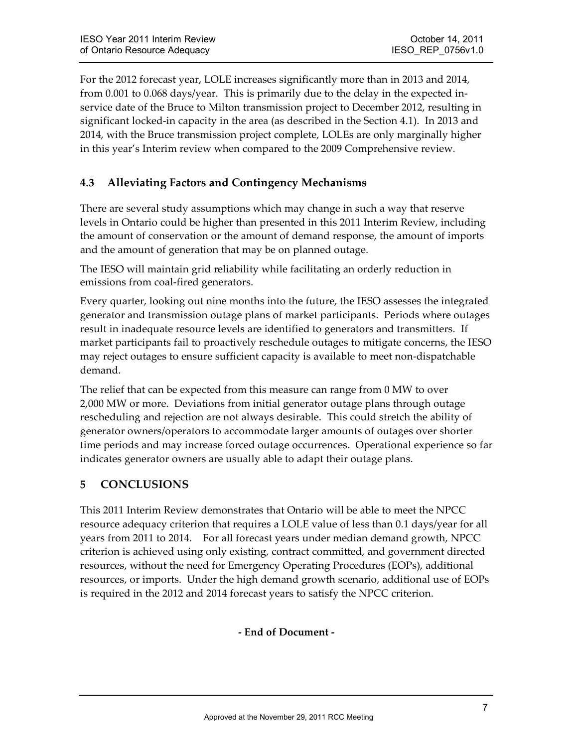For the 2012 forecast year, LOLE increases significantly more than in 2013 and 2014, from 0.001 to 0.068 days/year. This is primarily due to the delay in the expected in-service date of the Bruce to Milton transmission project to December 2012, resulting in significant locked-in capacity in the area (as described in the Section 4.1). In 2013 and 2014, with the Bruce transmission project complete, LOLEs are only marginally higher in this year's Interim review when compared to the 2009 Comprehensive review.

## 4.3 Alleviating Factors and Contingency Mechanisms

There are several study assumptions which may change in such a way that reserve levels in Ontario could be higher than presented in this 2011 Interim Review, including the amount of conservation or the amount of demand response, the amount of imports and the amount of generation that may be on planned outage.

The IESO will maintain grid reliability while facilitating an orderly reduction in emissions from coal-fired generators.

Every quarter, looking out nine months into the future, the IESO assesses the integrated generator and transmission outage plans of market participants. Periods where outages result in inadequate resource levels are identified to generators and transmitters. If market participants fail to proactively reschedule outages to mitigate concerns, the IESO may reject outages to ensure sufficient capacity is available to meet non-dispatchable demand.

The relief that can be expected from this measure can range from 0 MW to over 2,000 MW or more. Deviations from initial generator outage plans through outage rescheduling and rejection are not always desirable. This could stretch the ability of generator owners/operators to accommodate larger amounts of outages over shorter time periods and may increase forced outage occurrences. Operational experience so far indicates generator owners are usually able to adapt their outage plans.

# 5 CONCLUSIONS

This 2011 Interim Review demonstrates that Ontario will be able to meet the NPCC resource adequacy criterion that requires a LOLE value of less than 0.1 days/year for all years from 2011 to 2014. For all forecast years under median demand growth, NPCC criterion is achieved using only existing, contract committed, and government directed resources, without the need for Emergency Operating Procedures (EOPs), additional resources, or imports. Under the high demand growth scenario, additional use of EOPs is required in the 2012 and 2014 forecast years to satisfy the NPCC criterion.

**- End of Document -**